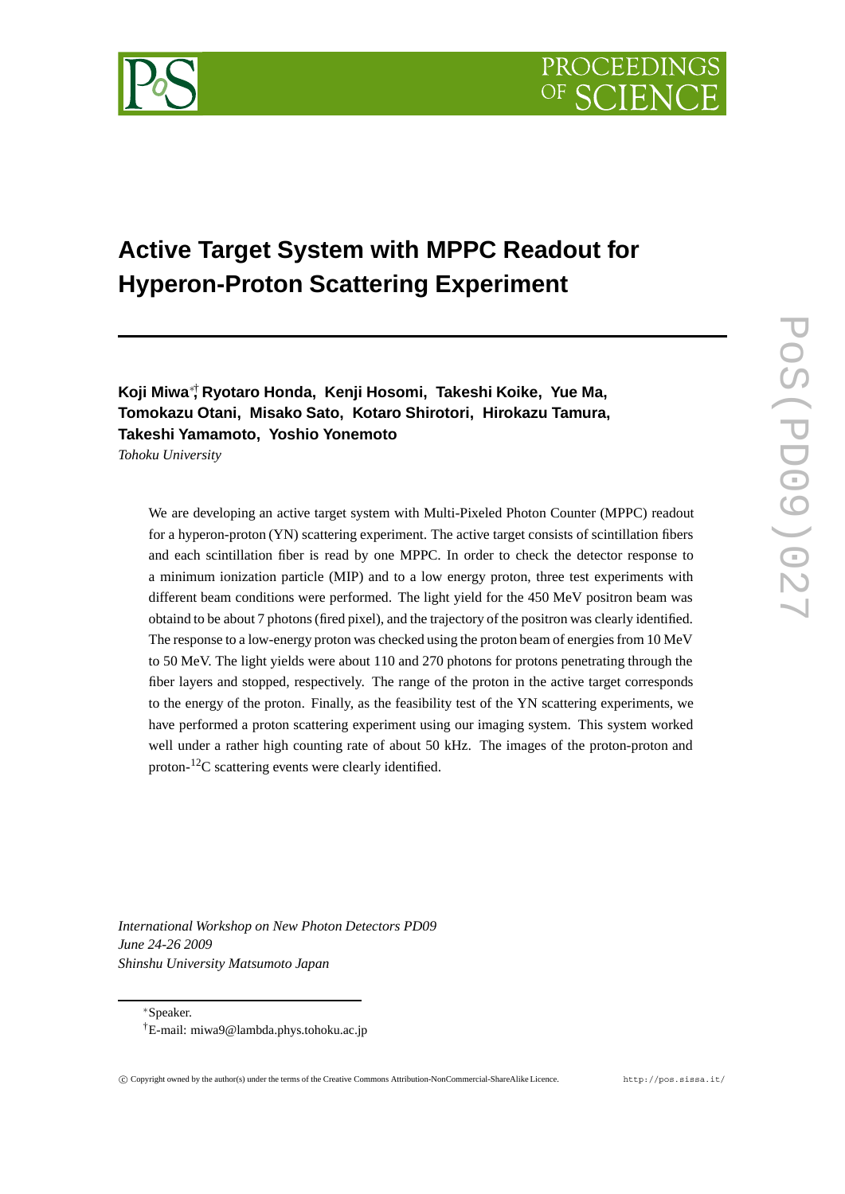# Active Target System with MPPC Readout for Hyperon-Proton Scattering Experiment

**Koji Miwa**[∗,†]**, Ryotaro Honda, Kenji Hosomi, Takeshi Koike, Yue Ma, Tomokazu Otani, Misako Sato, Kotaro Shirotori, Hirokazu Tamura, Takeshi Yamamoto, Yoshio Yonemoto**

*Tohoku University*

We are developing an active target system with Multi-Pixeled Photon Counter (MPPC) readout for a hyperon-proton (YN) scattering experiment. The active target consists of scintillation fibers and each scintillation fiber is read by one MPPC. In order to check the detector response to a minimum ionization particle (MIP) and to a low energy proton, three test experiments with different beam conditions were performed. The light yield for the 450 MeV positron beam was obtaind to be about 7 photons (fired pixel), and the trajectory of the positron was clearly identified. The response to a low-energy proton was checked using the proton beam of energies from 10 MeV to 50 MeV. The light yields were about 110 and 270 photons for protons penetrating through the fiber layers and stopped, respectively. The range of the proton in the active target corresponds to the energy of the proton. Finally, as the feasibility test of the YN scattering experiments, we have performed a proton scattering experiment using our imaging system. This system worked well under a rather high counting rate of about 50 kHz. The images of the proton-proton and proton-$^{12}$C scattering events were clearly identified.

*International Workshop on New Photon Detectors PD09*
*June 24-26 2009*
*Shinshu University Matsumoto Japan*

[∗]Speaker.
[†]E-mail: miwa9@lambda.phys.tohoku.ac.jp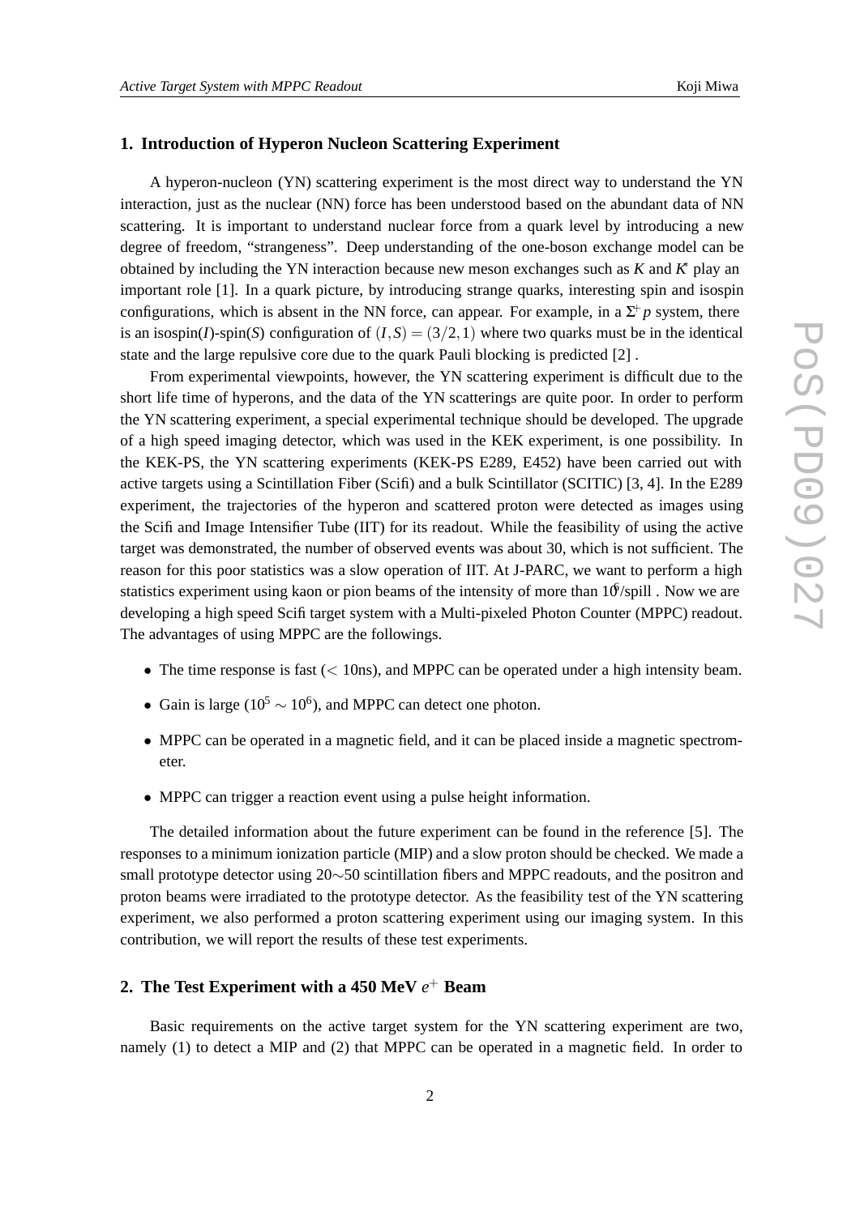## 1. Introduction of Hyperon Nucleon Scattering Experiment

A hyperon-nucleon (YN) scattering experiment is the most direct way to understand the YN interaction, just as the nuclear (NN) force has been understood based on the abundant data of NN scattering. It is important to understand nuclear force from a quark level by introducing a new degree of freedom, "strangeness". Deep understanding of the one-boson exchange model can be obtained by including the YN interaction because new meson exchanges such as $K$ and $K^*$ play an important role [1]. In a quark picture, by introducing strange quarks, interesting spin and isospin configurations, which is absent in the NN force, can appear. For example, in a $\Sigma^+ p$ system, there is an isospin($I$)-spin($S$) configuration of $(I,S) = (3/2, 1)$ where two quarks must be in the identical state and the large repulsive core due to the quark Pauli blocking is predicted [2] .

From experimental viewpoints, however, the YN scattering experiment is difficult due to the short life time of hyperons, and the data of the YN scatterings are quite poor. In order to perform the YN scattering experiment, a special experimental technique should be developed. The upgrade of a high speed imaging detector, which was used in the KEK experiment, is one possibility. In the KEK-PS, the YN scattering experiments (KEK-PS E289, E452) have been carried out with active targets using a Scintillation Fiber (Scifi) and a bulk Scintillator (SCITIC) [3, 4]. In the E289 experiment, the trajectories of the hyperon and scattered proton were detected as images using the Scifi and Image Intensifier Tube (IIT) for its readout. While the feasibility of using the active target was demonstrated, the number of observed events was about 30, which is not sufficient. The reason for this poor statistics was a slow operation of IIT. At J-PARC, we want to perform a high statistics experiment using kaon or pion beams of the intensity of more than $10^6$/spill . Now we are developing a high speed Scifi target system with a Multi-pixeled Photon Counter (MPPC) readout. The advantages of using MPPC are the followings.

- The time response is fast ($<$ 10ns), and MPPC can be operated under a high intensity beam.
- Gain is large ($10^5 \sim 10^6$), and MPPC can detect one photon.
- MPPC can be operated in a magnetic field, and it can be placed inside a magnetic spectrometer.
- MPPC can trigger a reaction event using a pulse height information.

The detailed information about the future experiment can be found in the reference [5]. The responses to a minimum ionization particle (MIP) and a slow proton should be checked. We made a small prototype detector using 20$\sim$50 scintillation fibers and MPPC readouts, and the positron and proton beams were irradiated to the prototype detector. As the feasibility test of the YN scattering experiment, we also performed a proton scattering experiment using our imaging system. In this contribution, we will report the results of these test experiments.

## 2. The Test Experiment with a 450 MeV $e^+$ Beam

Basic requirements on the active target system for the YN scattering experiment are two, namely (1) to detect a MIP and (2) that MPPC can be operated in a magnetic field. In order to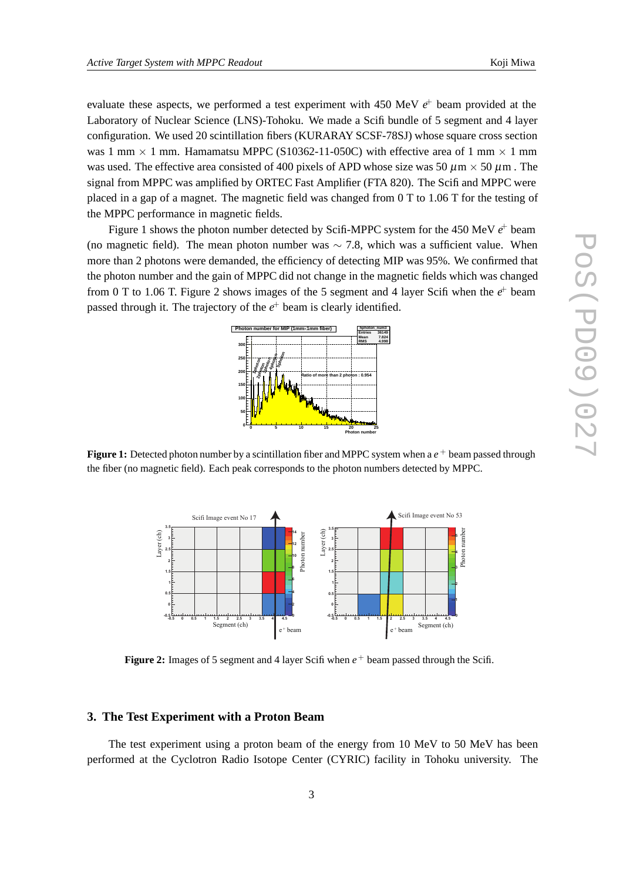evaluate these aspects, we performed a test experiment with 450 MeV $e^{+}$ beam provided at the Laboratory of Nuclear Science (LNS)-Tohoku. We made a Scifi bundle of 5 segment and 4 layer configuration. We used 20 scintillation fibers (KURARAY SCSF-78SJ) whose square cross section was 1 mm $\times$ 1 mm. Hamamatsu MPPC (S10362-11-050C) with effective area of 1 mm $\times$ 1 mm was used. The effective area consisted of 400 pixels of APD whose size was 50 $\mu$m $\times$ 50 $\mu$m . The signal from MPPC was amplified by ORTEC Fast Amplifier (FTA 820). The Scifi and MPPC were placed in a gap of a magnet. The magnetic field was changed from 0 T to 1.06 T for the testing of the MPPC performance in magnetic fields.

Figure 1 shows the photon number detected by Scifi-MPPC system for the 450 MeV $e^{+}$ beam (no magnetic field). The mean photon number was $\sim$ 7.8, which was a sufficient value. When more than 2 photons were demanded, the efficiency of detecting MIP was 95%. We confirmed that the photon number and the gain of MPPC did not change in the magnetic fields which was changed from 0 T to 1.06 T. Figure 2 shows images of the 5 segment and 4 layer Scifi when the $e^{+}$ beam passed through it. The trajectory of the $e^{+}$ beam is clearly identified.

**Figure 1:** Detected photon number by a scintillation fiber and MPPC system when a $e^{+}$ beam passed through the fiber (no magnetic field). Each peak corresponds to the photon numbers detected by MPPC.

**Figure 2:** Images of 5 segment and 4 layer Scifi when $e^{+}$ beam passed through the Scifi.

## 3. The Test Experiment with a Proton Beam

The test experiment using a proton beam of the energy from 10 MeV to 50 MeV has been performed at the Cyclotron Radio Isotope Center (CYRIC) facility in Tohoku university. The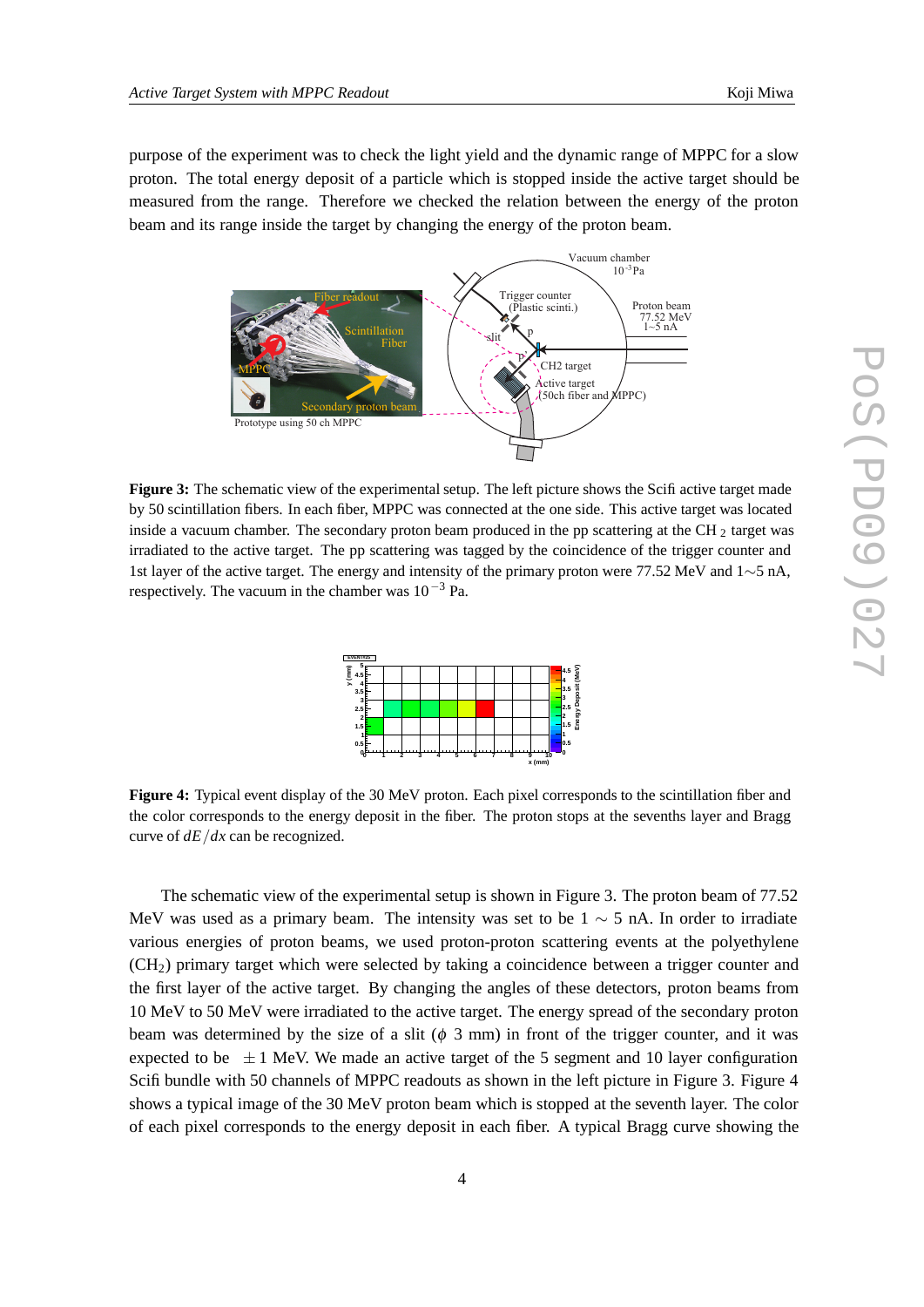purpose of the experiment was to check the light yield and the dynamic range of MPPC for a slow proton. The total energy deposit of a particle which is stopped inside the active target should be measured from the range. Therefore we checked the relation between the energy of the proton beam and its range inside the target by changing the energy of the proton beam.

**Figure 3:** The schematic view of the experimental setup. The left picture shows the Scifi active target made by 50 scintillation fibers. In each fiber, MPPC was connected at the one side. This active target was located inside a vacuum chamber. The secondary proton beam produced in the pp scattering at the $CH_2$ target was irradiated to the active target. The pp scattering was tagged by the coincidence of the trigger counter and 1st layer of the active target. The energy and intensity of the primary proton were 77.52 MeV and 1∼5 nA, respectively. The vacuum in the chamber was $10^{-3}$ Pa.

**Figure 4:** Typical event display of the 30 MeV proton. Each pixel corresponds to the scintillation fiber and the color corresponds to the energy deposit in the fiber. The proton stops at the sevenths layer and Bragg curve of $dE/dx$ can be recognized.

The schematic view of the experimental setup is shown in Figure 3. The proton beam of 77.52 MeV was used as a primary beam. The intensity was set to be $1 \sim 5$ nA. In order to irradiate various energies of proton beams, we used proton-proton scattering events at the polyethylene ($CH_2$) primary target which were selected by taking a coincidence between a trigger counter and the first layer of the active target. By changing the angles of these detectors, proton beams from 10 MeV to 50 MeV were irradiated to the active target. The energy spread of the secondary proton beam was determined by the size of a slit ($\phi$ 3 mm) in front of the trigger counter, and it was expected to be $\pm 1$ MeV. We made an active target of the 5 segment and 10 layer configuration Scifi bundle with 50 channels of MPPC readouts as shown in the left picture in Figure 3. Figure 4 shows a typical image of the 30 MeV proton beam which is stopped at the seventh layer. The color of each pixel corresponds to the energy deposit in each fiber. A typical Bragg curve showing the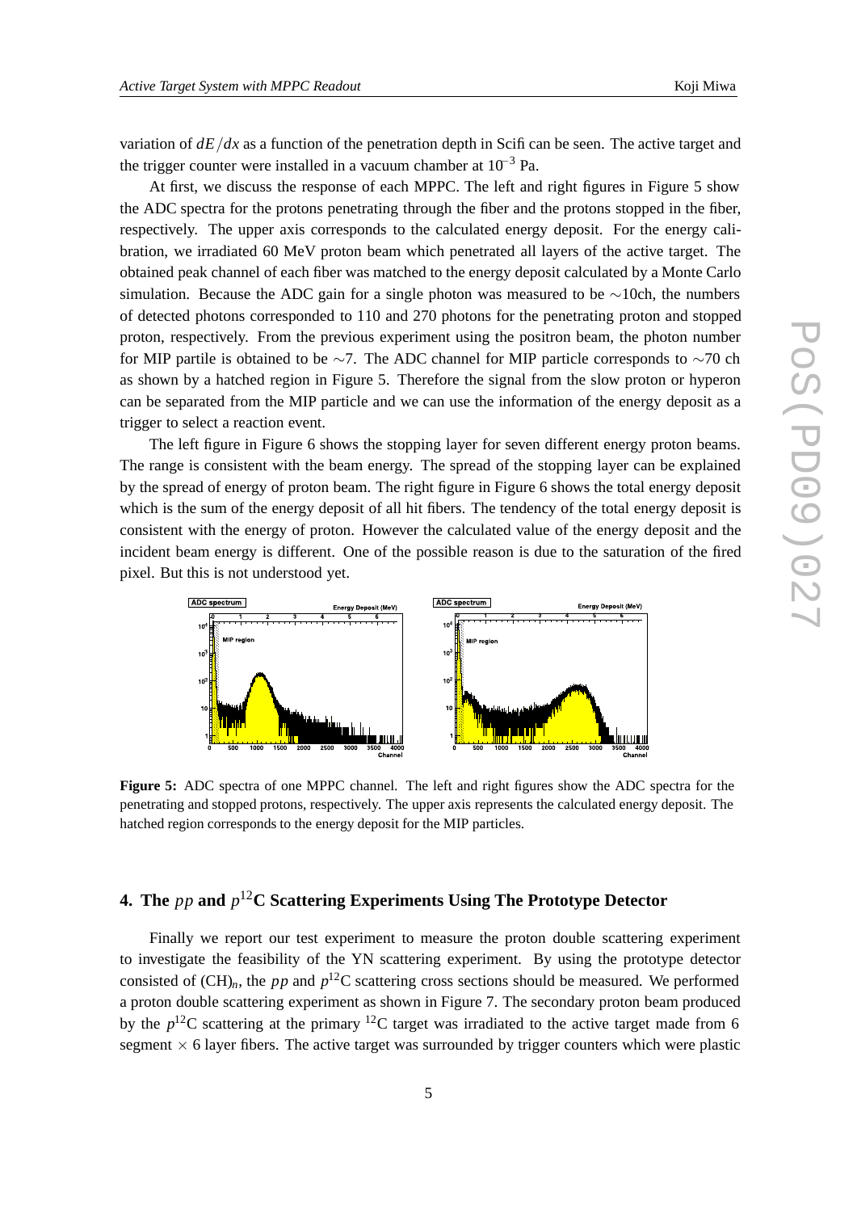variation of $dE/dx$ as a function of the penetration depth in Scifi can be seen. The active target and the trigger counter were installed in a vacuum chamber at $10^{-3}$ Pa.

At first, we discuss the response of each MPPC. The left and right figures in Figure 5 show the ADC spectra for the protons penetrating through the fiber and the protons stopped in the fiber, respectively. The upper axis corresponds to the calculated energy deposit. For the energy calibration, we irradiated 60 MeV proton beam which penetrated all layers of the active target. The obtained peak channel of each fiber was matched to the energy deposit calculated by a Monte Carlo simulation. Because the ADC gain for a single photon was measured to be $\sim$10ch, the numbers of detected photons corresponded to 110 and 270 photons for the penetrating proton and stopped proton, respectively. From the previous experiment using the positron beam, the photon number for MIP partile is obtained to be $\sim$7. The ADC channel for MIP particle corresponds to $\sim$70 ch as shown by a hatched region in Figure 5. Therefore the signal from the slow proton or hyperon can be separated from the MIP particle and we can use the information of the energy deposit as a trigger to select a reaction event.

The left figure in Figure 6 shows the stopping layer for seven different energy proton beams. The range is consistent with the beam energy. The spread of the stopping layer can be explained by the spread of energy of proton beam. The right figure in Figure 6 shows the total energy deposit which is the sum of the energy deposit of all hit fibers. The tendency of the total energy deposit is consistent with the energy of proton. However the calculated value of the energy deposit and the incident beam energy is different. One of the possible reason is due to the saturation of the fired pixel. But this is not understood yet.

**Figure 5:** ADC spectra of one MPPC channel. The left and right figures show the ADC spectra for the penetrating and stopped protons, respectively. The upper axis represents the calculated energy deposit. The hatched region corresponds to the energy deposit for the MIP particles.

## 4. The $pp$ and $p^{12}$C Scattering Experiments Using The Prototype Detector

Finally we report our test experiment to measure the proton double scattering experiment to investigate the feasibility of the YN scattering experiment. By using the prototype detector consisted of $(\mathrm{CH})_n$, the $pp$ and $p^{12}$C scattering cross sections should be measured. We performed a proton double scattering experiment as shown in Figure 7. The secondary proton beam produced by the $p^{12}$C scattering at the primary $^{12}$C target was irradiated to the active target made from 6 segment $\times$ 6 layer fibers. The active target was surrounded by trigger counters which were plastic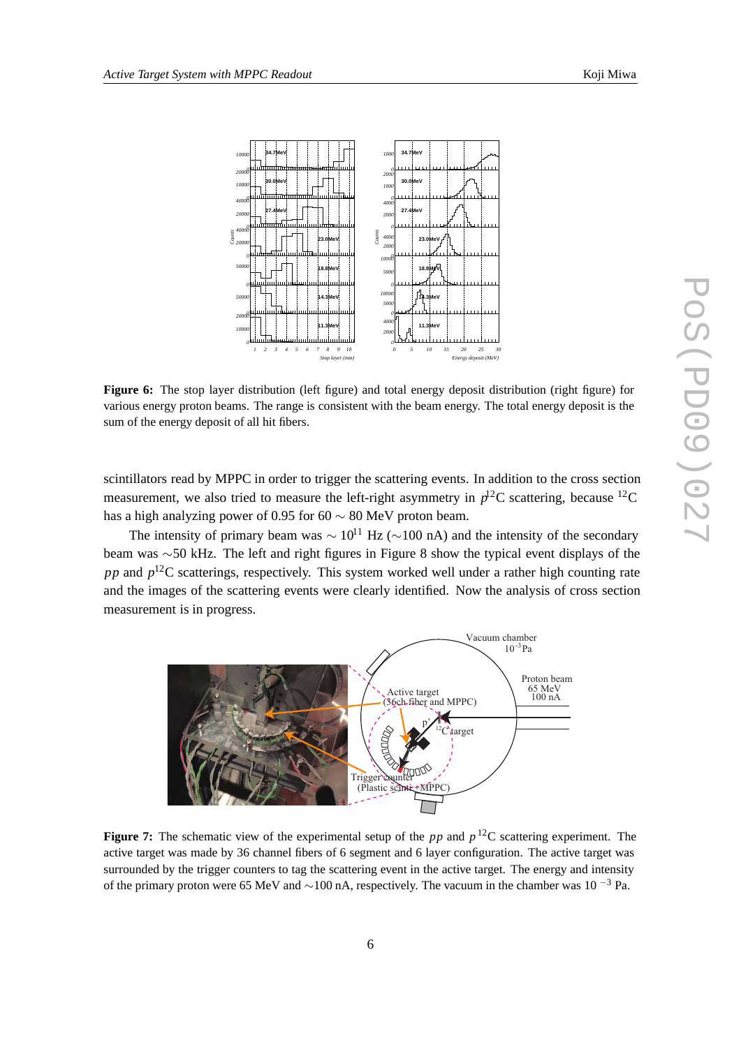**Figure 6:** The stop layer distribution (left figure) and total energy deposit distribution (right figure) for various energy proton beams. The range is consistent with the beam energy. The total energy deposit is the sum of the energy deposit of all hit fibers.

scintillators read by MPPC in order to trigger the scattering events. In addition to the cross section measurement, we also tried to measure the left-right asymmetry in $p^{12}$C scattering, because $^{12}$C has a high analyzing power of 0.95 for 60 $\sim$ 80 MeV proton beam.

The intensity of primary beam was $\sim 10^{11}$ Hz ($\sim$100 nA) and the intensity of the secondary beam was $\sim$50 kHz. The left and right figures in Figure 8 show the typical event displays of the $pp$ and $p^{12}$C scatterings, respectively. This system worked well under a rather high counting rate and the images of the scattering events were clearly identified. Now the analysis of cross section measurement is in progress.

**Figure 7:** The schematic view of the experimental setup of the $pp$ and $p^{12}$C scattering experiment. The active target was made by 36 channel fibers of 6 segment and 6 layer configuration. The active target was surrounded by the trigger counters to tag the scattering event in the active target. The energy and intensity of the primary proton were 65 MeV and $\sim$100 nA, respectively. The vacuum in the chamber was $10^{-3}$ Pa.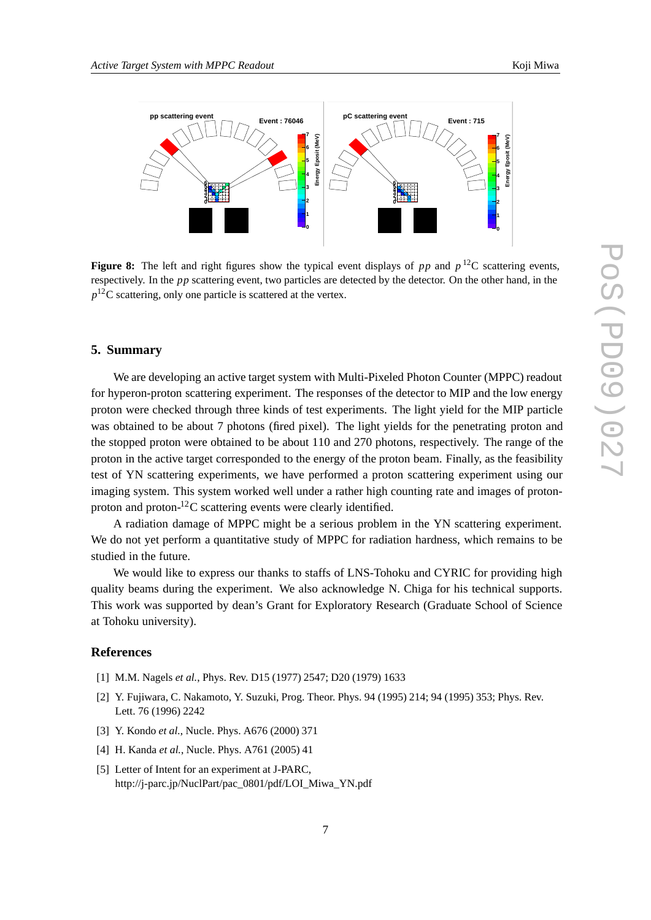pp scattering event

Event : 76046

Energy Eposit (MeV)

pC scattering event

Event : 715

Energy Eposit (MeV)

**Figure 8:** The left and right figures show the typical event displays of $pp$ and $p\,^{12}$C scattering events, respectively. In the $pp$ scattering event, two particles are detected by the detector. On the other hand, in the $p^{12}$C scattering, only one particle is scattered at the vertex.

## 5. Summary

We are developing an active target system with Multi-Pixeled Photon Counter (MPPC) readout for hyperon-proton scattering experiment. The responses of the detector to MIP and the low energy proton were checked through three kinds of test experiments. The light yield for the MIP particle was obtained to be about 7 photons (fired pixel). The light yields for the penetrating proton and the stopped proton were obtained to be about 110 and 270 photons, respectively. The range of the proton in the active target corresponded to the energy of the proton beam. Finally, as the feasibility test of YN scattering experiments, we have performed a proton scattering experiment using our imaging system. This system worked well under a rather high counting rate and images of proton-proton and proton-$^{12}$C scattering events were clearly identified.

A radiation damage of MPPC might be a serious problem in the YN scattering experiment. We do not yet perform a quantitative study of MPPC for radiation hardness, which remains to be studied in the future.

We would like to express our thanks to staffs of LNS-Tohoku and CYRIC for providing high quality beams during the experiment. We also acknowledge N. Chiga for his technical supports. This work was supported by dean's Grant for Exploratory Research (Graduate School of Science at Tohoku university).

## References

[1] M.M. Nagels *et al.*, Phys. Rev. D15 (1977) 2547; D20 (1979) 1633

[2] Y. Fujiwara, C. Nakamoto, Y. Suzuki, Prog. Theor. Phys. 94 (1995) 214; 94 (1995) 353; Phys. Rev. Lett. 76 (1996) 2242

[3] Y. Kondo *et al.*, Nucle. Phys. A676 (2000) 371

[4] H. Kanda *et al.*, Nucle. Phys. A761 (2005) 41

[5] Letter of Intent for an experiment at J-PARC,
http://j-parc.jp/NuclPart/pac_0801/pdf/LOI_Miwa_YN.pdf